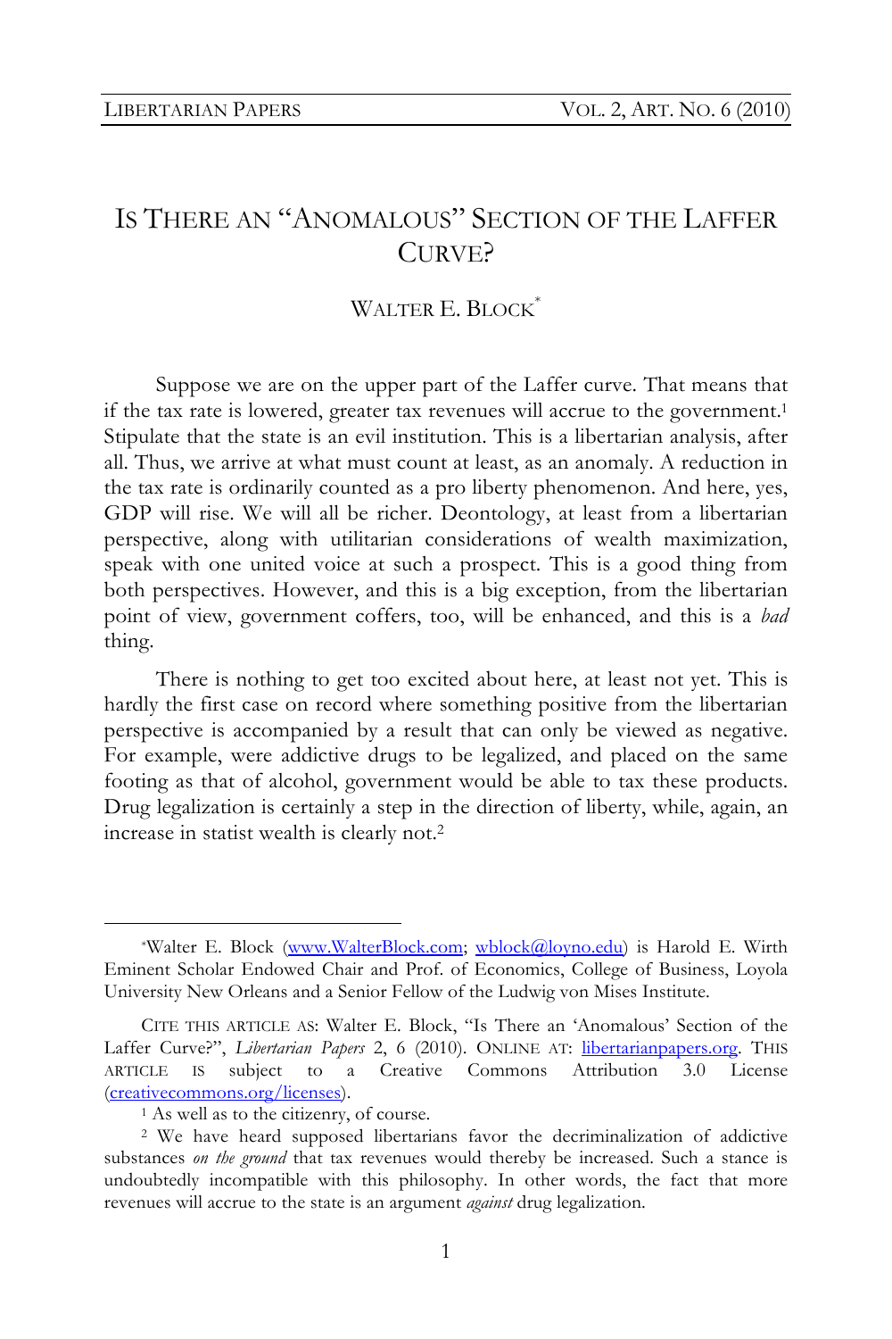# IS THERE AN "ANOMALOUS" SECTION OF THE LAFFER CURVE?

WALTER E. BLOCK[*]

Suppose we are on the upper part of the Laffer curve. That means that if the tax rate is lowered, greater tax revenues will accrue to the government.[1] Stipulate that the state is an evil institution. This is a libertarian analysis, after all. Thus, we arrive at what must count at least, as an anomaly. A reduction in the tax rate is ordinarily counted as a pro liberty phenomenon. And here, yes, GDP will rise. We will all be richer. Deontology, at least from a libertarian perspective, along with utilitarian considerations of wealth maximization, speak with one united voice at such a prospect. This is a good thing from both perspectives. However, and this is a big exception, from the libertarian point of view, government coffers, too, will be enhanced, and this is a *bad* thing.

There is nothing to get too excited about here, at least not yet. This is hardly the first case on record where something positive from the libertarian perspective is accompanied by a result that can only be viewed as negative. For example, were addictive drugs to be legalized, and placed on the same footing as that of alcohol, government would be able to tax these products. Drug legalization is certainly a step in the direction of liberty, while, again, an increase in statist wealth is clearly not.[2]

---

[*]Walter E. Block (www.WalterBlock.com; wblock@loyno.edu) is Harold E. Wirth Eminent Scholar Endowed Chair and Prof. of Economics, College of Business, Loyola University New Orleans and a Senior Fellow of the Ludwig von Mises Institute.

CITE THIS ARTICLE AS: Walter E. Block, "Is There an 'Anomalous' Section of the Laffer Curve?", *Libertarian Papers* 2, 6 (2010). ONLINE AT: libertarianpapers.org. THIS ARTICLE IS subject to a Creative Commons Attribution 3.0 License (creativecommons.org/licenses).

[1] As well as to the citizenry, of course.

[2] We have heard supposed libertarians favor the decriminalization of addictive substances *on the ground* that tax revenues would thereby be increased. Such a stance is undoubtedly incompatible with this philosophy. In other words, the fact that more revenues will accrue to the state is an argument *against* drug legalization.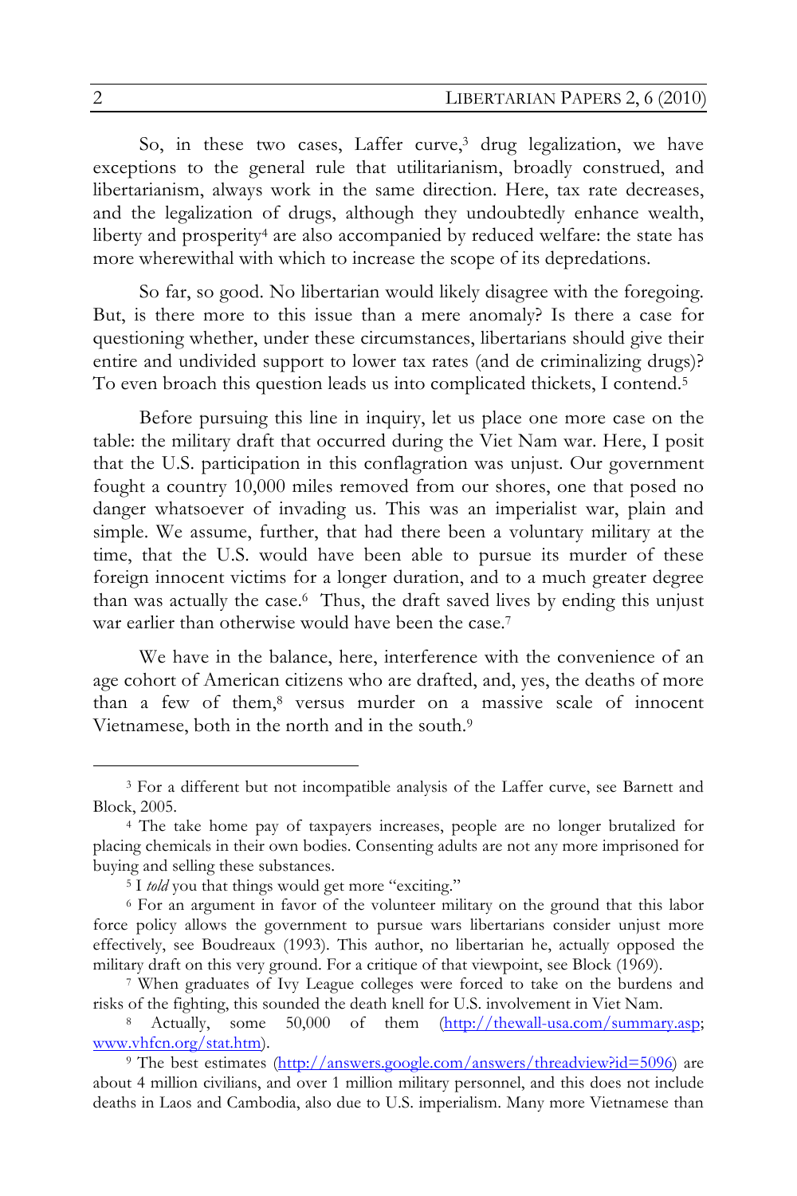So, in these two cases, Laffer curve,[3] drug legalization, we have exceptions to the general rule that utilitarianism, broadly construed, and libertarianism, always work in the same direction. Here, tax rate decreases, and the legalization of drugs, although they undoubtedly enhance wealth, liberty and prosperity[4] are also accompanied by reduced welfare: the state has more wherewithal with which to increase the scope of its depredations.

So far, so good. No libertarian would likely disagree with the foregoing. But, is there more to this issue than a mere anomaly? Is there a case for questioning whether, under these circumstances, libertarians should give their entire and undivided support to lower tax rates (and de criminalizing drugs)? To even broach this question leads us into complicated thickets, I contend.[5]

Before pursuing this line in inquiry, let us place one more case on the table: the military draft that occurred during the Viet Nam war. Here, I posit that the U.S. participation in this conflagration was unjust. Our government fought a country 10,000 miles removed from our shores, one that posed no danger whatsoever of invading us. This was an imperialist war, plain and simple. We assume, further, that had there been a voluntary military at the time, that the U.S. would have been able to pursue its murder of these foreign innocent victims for a longer duration, and to a much greater degree than was actually the case.[6] Thus, the draft saved lives by ending this unjust war earlier than otherwise would have been the case.[7]

We have in the balance, here, interference with the convenience of an age cohort of American citizens who are drafted, and, yes, the deaths of more than a few of them,[8] versus murder on a massive scale of innocent Vietnamese, both in the north and in the south.[9]

---

[3] For a different but not incompatible analysis of the Laffer curve, see Barnett and Block, 2005.

[4] The take home pay of taxpayers increases, people are no longer brutalized for placing chemicals in their own bodies. Consenting adults are not any more imprisoned for buying and selling these substances.

[5] I *told* you that things would get more "exciting."

[6] For an argument in favor of the volunteer military on the ground that this labor force policy allows the government to pursue wars libertarians consider unjust more effectively, see Boudreaux (1993). This author, no libertarian he, actually opposed the military draft on this very ground. For a critique of that viewpoint, see Block (1969).

[7] When graduates of Ivy League colleges were forced to take on the burdens and risks of the fighting, this sounded the death knell for U.S. involvement in Viet Nam.

[8] Actually, some 50,000 of them (http://thewall-usa.com/summary.asp; www.vhfcn.org/stat.htm).

[9] The best estimates (http://answers.google.com/answers/threadview?id=5096) are about 4 million civilians, and over 1 million military personnel, and this does not include deaths in Laos and Cambodia, also due to U.S. imperialism. Many more Vietnamese than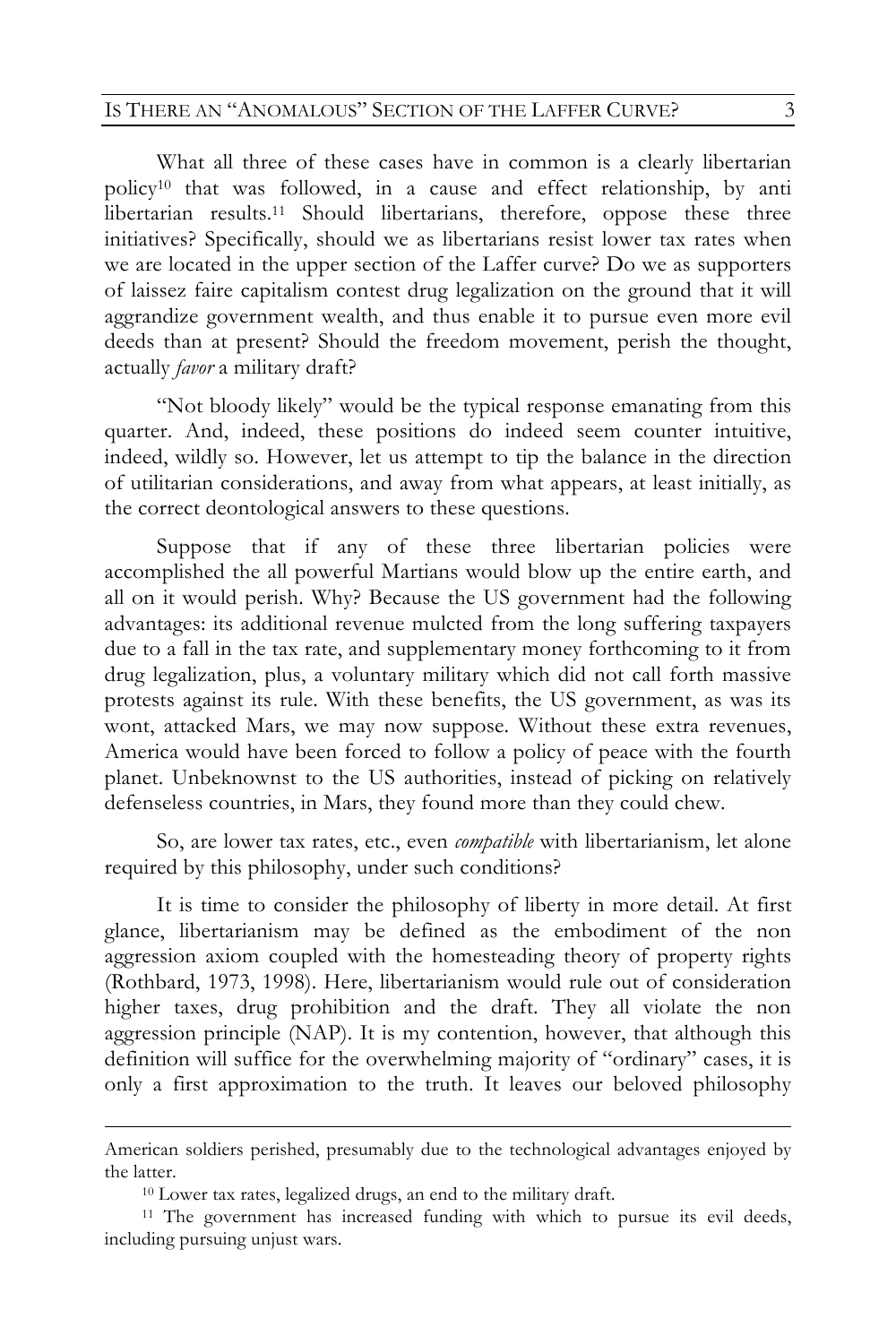What all three of these cases have in common is a clearly libertarian policy[10] that was followed, in a cause and effect relationship, by anti libertarian results.[11] Should libertarians, therefore, oppose these three initiatives? Specifically, should we as libertarians resist lower tax rates when we are located in the upper section of the Laffer curve? Do we as supporters of laissez faire capitalism contest drug legalization on the ground that it will aggrandize government wealth, and thus enable it to pursue even more evil deeds than at present? Should the freedom movement, perish the thought, actually *favor* a military draft?

"Not bloody likely" would be the typical response emanating from this quarter. And, indeed, these positions do indeed seem counter intuitive, indeed, wildly so. However, let us attempt to tip the balance in the direction of utilitarian considerations, and away from what appears, at least initially, as the correct deontological answers to these questions.

Suppose that if any of these three libertarian policies were accomplished the all powerful Martians would blow up the entire earth, and all on it would perish. Why? Because the US government had the following advantages: its additional revenue mulcted from the long suffering taxpayers due to a fall in the tax rate, and supplementary money forthcoming to it from drug legalization, plus, a voluntary military which did not call forth massive protests against its rule. With these benefits, the US government, as was its wont, attacked Mars, we may now suppose. Without these extra revenues, America would have been forced to follow a policy of peace with the fourth planet. Unbeknownst to the US authorities, instead of picking on relatively defenseless countries, in Mars, they found more than they could chew.

So, are lower tax rates, etc., even *compatible* with libertarianism, let alone required by this philosophy, under such conditions?

It is time to consider the philosophy of liberty in more detail. At first glance, libertarianism may be defined as the embodiment of the non aggression axiom coupled with the homesteading theory of property rights (Rothbard, 1973, 1998). Here, libertarianism would rule out of consideration higher taxes, drug prohibition and the draft. They all violate the non aggression principle (NAP). It is my contention, however, that although this definition will suffice for the overwhelming majority of "ordinary" cases, it is only a first approximation to the truth. It leaves our beloved philosophy

---

American soldiers perished, presumably due to the technological advantages enjoyed by the latter.

[10] Lower tax rates, legalized drugs, an end to the military draft.

[11] The government has increased funding with which to pursue its evil deeds, including pursuing unjust wars.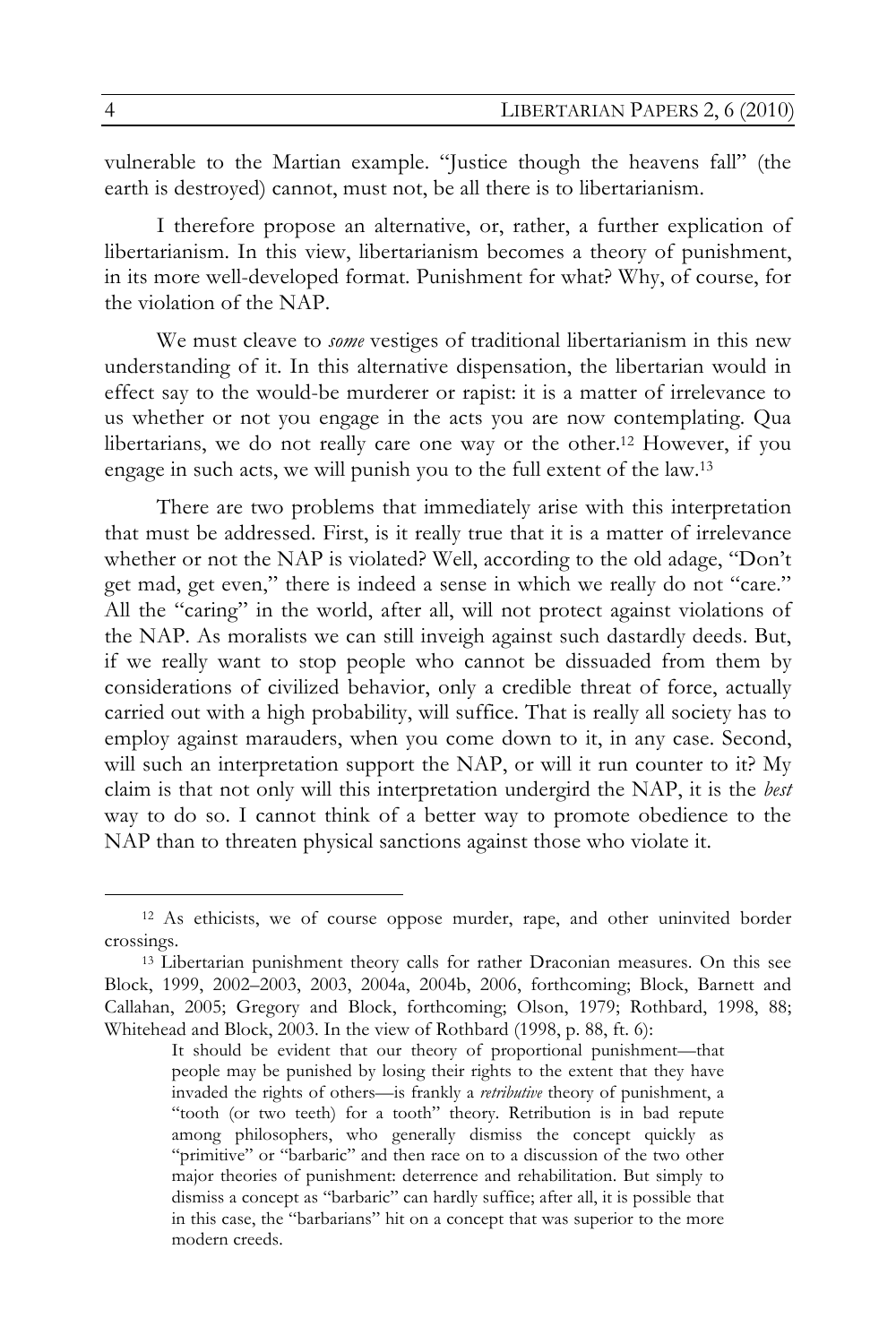vulnerable to the Martian example. "Justice though the heavens fall" (the earth is destroyed) cannot, must not, be all there is to libertarianism.

I therefore propose an alternative, or, rather, a further explication of libertarianism. In this view, libertarianism becomes a theory of punishment, in its more well-developed format. Punishment for what? Why, of course, for the violation of the NAP.

We must cleave to *some* vestiges of traditional libertarianism in this new understanding of it. In this alternative dispensation, the libertarian would in effect say to the would-be murderer or rapist: it is a matter of irrelevance to us whether or not you engage in the acts you are now contemplating. Qua libertarians, we do not really care one way or the other.[12] However, if you engage in such acts, we will punish you to the full extent of the law.[13]

There are two problems that immediately arise with this interpretation that must be addressed. First, is it really true that it is a matter of irrelevance whether or not the NAP is violated? Well, according to the old adage, "Don't get mad, get even," there is indeed a sense in which we really do not "care." All the "caring" in the world, after all, will not protect against violations of the NAP. As moralists we can still inveigh against such dastardly deeds. But, if we really want to stop people who cannot be dissuaded from them by considerations of civilized behavior, only a credible threat of force, actually carried out with a high probability, will suffice. That is really all society has to employ against marauders, when you come down to it, in any case. Second, will such an interpretation support the NAP, or will it run counter to it? My claim is that not only will this interpretation undergird the NAP, it is the *best* way to do so. I cannot think of a better way to promote obedience to the NAP than to threaten physical sanctions against those who violate it.

---

[12] As ethicists, we of course oppose murder, rape, and other uninvited border crossings.

[13] Libertarian punishment theory calls for rather Draconian measures. On this see Block, 1999, 2002–2003, 2003, 2004a, 2004b, 2006, forthcoming; Block, Barnett and Callahan, 2005; Gregory and Block, forthcoming; Olson, 1979; Rothbard, 1998, 88; Whitehead and Block, 2003. In the view of Rothbard (1998, p. 88, ft. 6):

> It should be evident that our theory of proportional punishment—that people may be punished by losing their rights to the extent that they have invaded the rights of others—is frankly a *retributive* theory of punishment, a "tooth (or two teeth) for a tooth" theory. Retribution is in bad repute among philosophers, who generally dismiss the concept quickly as "primitive" or "barbaric" and then race on to a discussion of the two other major theories of punishment: deterrence and rehabilitation. But simply to dismiss a concept as "barbaric" can hardly suffice; after all, it is possible that in this case, the "barbarians" hit on a concept that was superior to the more modern creeds.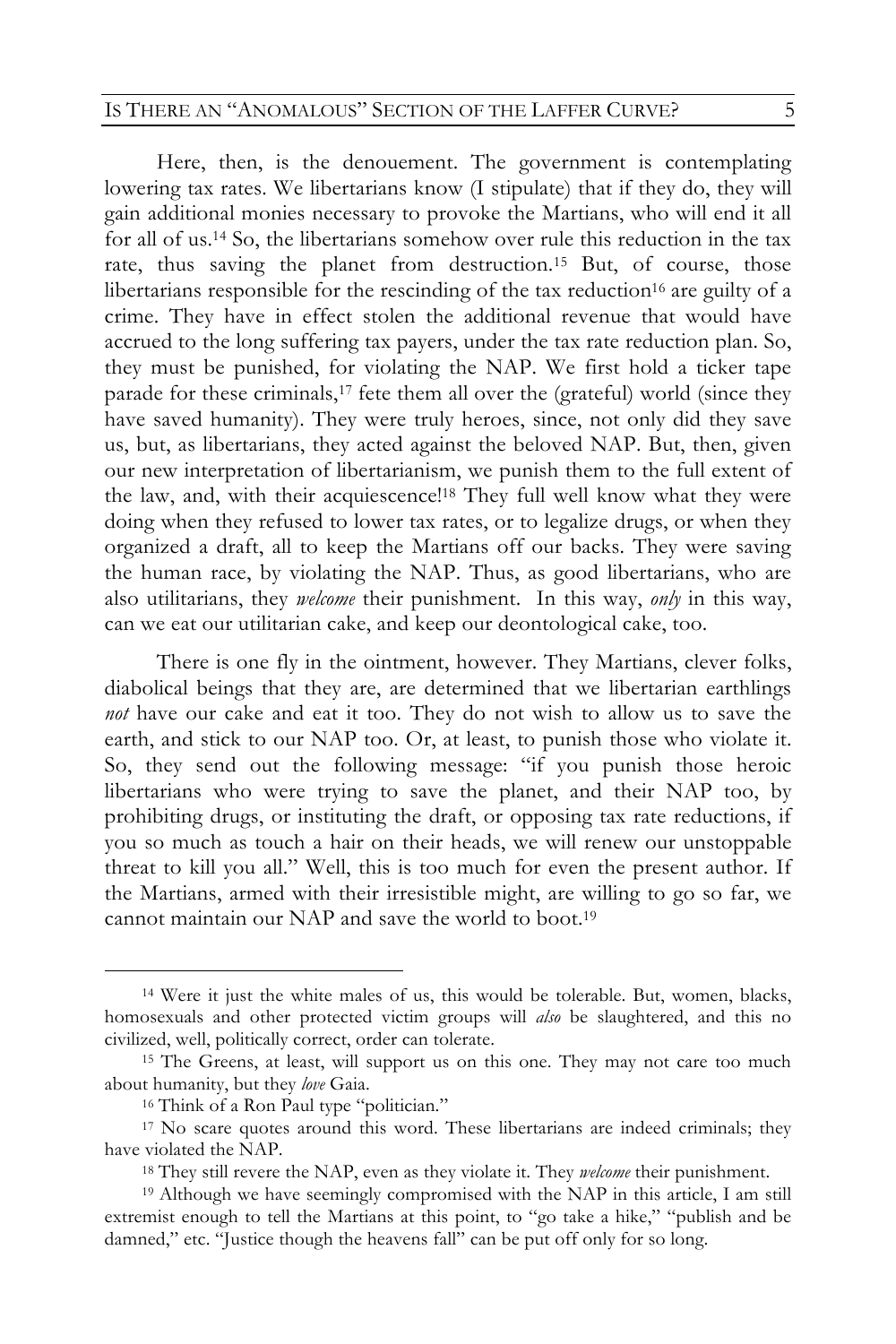Here, then, is the denouement. The government is contemplating lowering tax rates. We libertarians know (I stipulate) that if they do, they will gain additional monies necessary to provoke the Martians, who will end it all for all of us.[14] So, the libertarians somehow over rule this reduction in the tax rate, thus saving the planet from destruction.[15] But, of course, those libertarians responsible for the rescinding of the tax reduction[16] are guilty of a crime. They have in effect stolen the additional revenue that would have accrued to the long suffering tax payers, under the tax rate reduction plan. So, they must be punished, for violating the NAP. We first hold a ticker tape parade for these criminals,[17] fete them all over the (grateful) world (since they have saved humanity). They were truly heroes, since, not only did they save us, but, as libertarians, they acted against the beloved NAP. But, then, given our new interpretation of libertarianism, we punish them to the full extent of the law, and, with their acquiescence![18] They full well know what they were doing when they refused to lower tax rates, or to legalize drugs, or when they organized a draft, all to keep the Martians off our backs. They were saving the human race, by violating the NAP. Thus, as good libertarians, who are also utilitarians, they *welcome* their punishment. In this way, *only* in this way, can we eat our utilitarian cake, and keep our deontological cake, too.

There is one fly in the ointment, however. They Martians, clever folks, diabolical beings that they are, are determined that we libertarian earthlings *not* have our cake and eat it too. They do not wish to allow us to save the earth, and stick to our NAP too. Or, at least, to punish those who violate it. So, they send out the following message: "if you punish those heroic libertarians who were trying to save the planet, and their NAP too, by prohibiting drugs, or instituting the draft, or opposing tax rate reductions, if you so much as touch a hair on their heads, we will renew our unstoppable threat to kill you all." Well, this is too much for even the present author. If the Martians, armed with their irresistible might, are willing to go so far, we cannot maintain our NAP and save the world to boot.[19]

---

[14] Were it just the white males of us, this would be tolerable. But, women, blacks, homosexuals and other protected victim groups will *also* be slaughtered, and this no civilized, well, politically correct, order can tolerate.

[15] The Greens, at least, will support us on this one. They may not care too much about humanity, but they *love* Gaia.

[16] Think of a Ron Paul type "politician."

[17] No scare quotes around this word. These libertarians are indeed criminals; they have violated the NAP.

[18] They still revere the NAP, even as they violate it. They *welcome* their punishment.

[19] Although we have seemingly compromised with the NAP in this article, I am still extremist enough to tell the Martians at this point, to "go take a hike," "publish and be damned," etc. "Justice though the heavens fall" can be put off only for so long.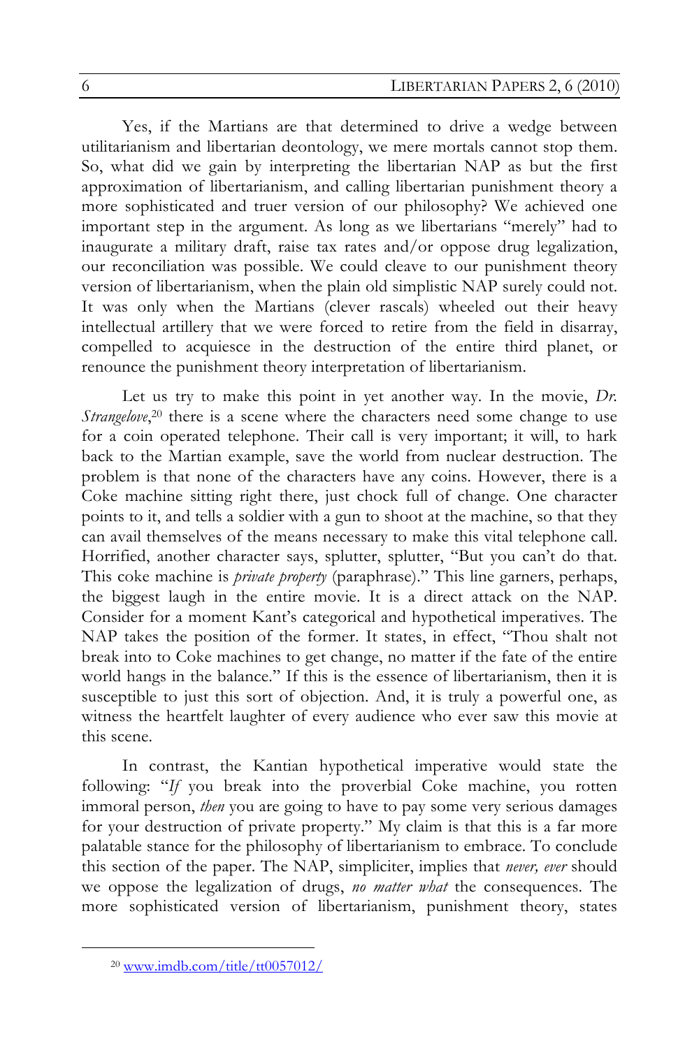Yes, if the Martians are that determined to drive a wedge between utilitarianism and libertarian deontology, we mere mortals cannot stop them. So, what did we gain by interpreting the libertarian NAP as but the first approximation of libertarianism, and calling libertarian punishment theory a more sophisticated and truer version of our philosophy? We achieved one important step in the argument. As long as we libertarians "merely" had to inaugurate a military draft, raise tax rates and/or oppose drug legalization, our reconciliation was possible. We could cleave to our punishment theory version of libertarianism, when the plain old simplistic NAP surely could not. It was only when the Martians (clever rascals) wheeled out their heavy intellectual artillery that we were forced to retire from the field in disarray, compelled to acquiesce in the destruction of the entire third planet, or renounce the punishment theory interpretation of libertarianism.

Let us try to make this point in yet another way. In the movie, *Dr. Strangelove*,[20] there is a scene where the characters need some change to use for a coin operated telephone. Their call is very important; it will, to hark back to the Martian example, save the world from nuclear destruction. The problem is that none of the characters have any coins. However, there is a Coke machine sitting right there, just chock full of change. One character points to it, and tells a soldier with a gun to shoot at the machine, so that they can avail themselves of the means necessary to make this vital telephone call. Horrified, another character says, splutter, splutter, "But you can't do that. This coke machine is *private property* (paraphrase)." This line garners, perhaps, the biggest laugh in the entire movie. It is a direct attack on the NAP. Consider for a moment Kant's categorical and hypothetical imperatives. The NAP takes the position of the former. It states, in effect, "Thou shalt not break into to Coke machines to get change, no matter if the fate of the entire world hangs in the balance." If this is the essence of libertarianism, then it is susceptible to just this sort of objection. And, it is truly a powerful one, as witness the heartfelt laughter of every audience who ever saw this movie at this scene.

In contrast, the Kantian hypothetical imperative would state the following: "*If* you break into the proverbial Coke machine, you rotten immoral person, *then* you are going to have to pay some very serious damages for your destruction of private property." My claim is that this is a far more palatable stance for the philosophy of libertarianism to embrace. To conclude this section of the paper. The NAP, simpliciter, implies that *never, ever* should we oppose the legalization of drugs, *no matter what* the consequences. The more sophisticated version of libertarianism, punishment theory, states

[20] www.imdb.com/title/tt0057012/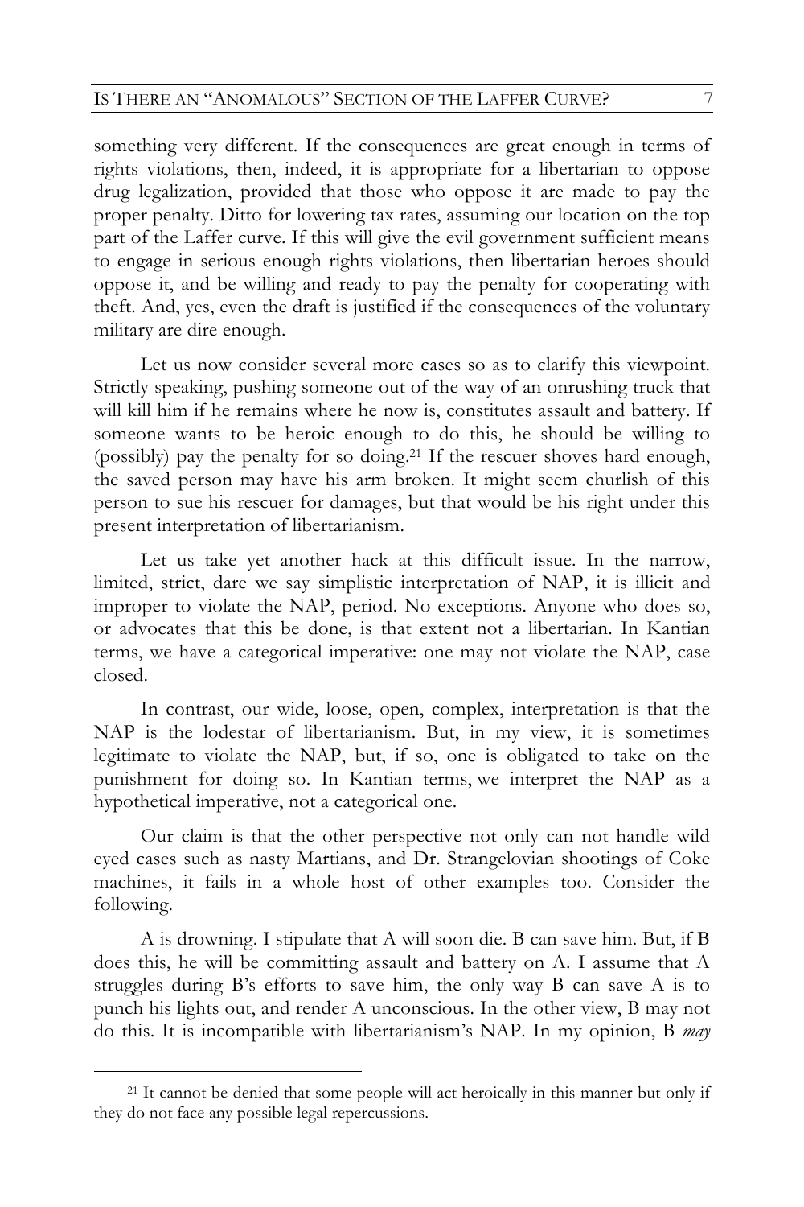something very different. If the consequences are great enough in terms of rights violations, then, indeed, it is appropriate for a libertarian to oppose drug legalization, provided that those who oppose it are made to pay the proper penalty. Ditto for lowering tax rates, assuming our location on the top part of the Laffer curve. If this will give the evil government sufficient means to engage in serious enough rights violations, then libertarian heroes should oppose it, and be willing and ready to pay the penalty for cooperating with theft. And, yes, even the draft is justified if the consequences of the voluntary military are dire enough.

Let us now consider several more cases so as to clarify this viewpoint. Strictly speaking, pushing someone out of the way of an onrushing truck that will kill him if he remains where he now is, constitutes assault and battery. If someone wants to be heroic enough to do this, he should be willing to (possibly) pay the penalty for so doing.[21] If the rescuer shoves hard enough, the saved person may have his arm broken. It might seem churlish of this person to sue his rescuer for damages, but that would be his right under this present interpretation of libertarianism.

Let us take yet another hack at this difficult issue. In the narrow, limited, strict, dare we say simplistic interpretation of NAP, it is illicit and improper to violate the NAP, period. No exceptions. Anyone who does so, or advocates that this be done, is that extent not a libertarian. In Kantian terms, we have a categorical imperative: one may not violate the NAP, case closed.

In contrast, our wide, loose, open, complex, interpretation is that the NAP is the lodestar of libertarianism. But, in my view, it is sometimes legitimate to violate the NAP, but, if so, one is obligated to take on the punishment for doing so. In Kantian terms, we interpret the NAP as a hypothetical imperative, not a categorical one.

Our claim is that the other perspective not only can not handle wild eyed cases such as nasty Martians, and Dr. Strangelovian shootings of Coke machines, it fails in a whole host of other examples too. Consider the following.

A is drowning. I stipulate that A will soon die. B can save him. But, if B does this, he will be committing assault and battery on A. I assume that A struggles during B's efforts to save him, the only way B can save A is to punch his lights out, and render A unconscious. In the other view, B may not do this. It is incompatible with libertarianism's NAP. In my opinion, B *may*

---

[21] It cannot be denied that some people will act heroically in this manner but only if they do not face any possible legal repercussions.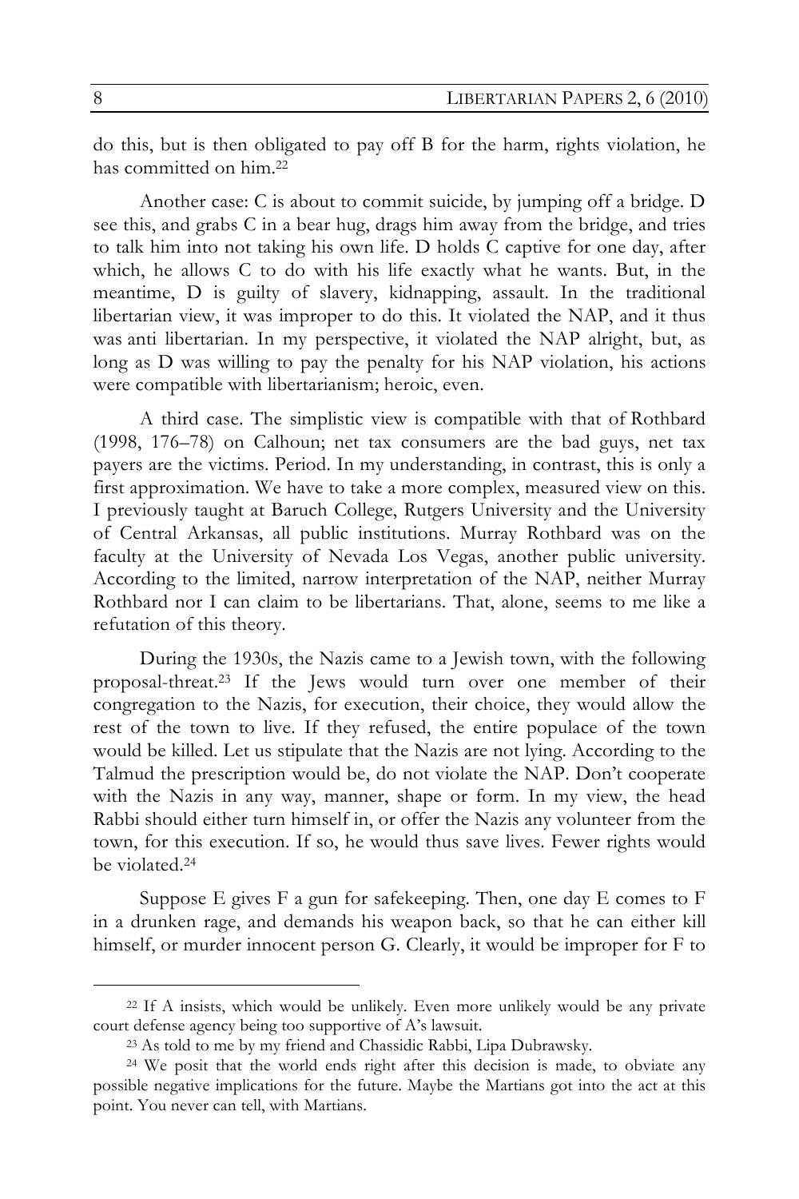do this, but is then obligated to pay off B for the harm, rights violation, he has committed on him.[22]

Another case: C is about to commit suicide, by jumping off a bridge. D see this, and grabs C in a bear hug, drags him away from the bridge, and tries to talk him into not taking his own life. D holds C captive for one day, after which, he allows C to do with his life exactly what he wants. But, in the meantime, D is guilty of slavery, kidnapping, assault. In the traditional libertarian view, it was improper to do this. It violated the NAP, and it thus was anti libertarian. In my perspective, it violated the NAP alright, but, as long as D was willing to pay the penalty for his NAP violation, his actions were compatible with libertarianism; heroic, even.

A third case. The simplistic view is compatible with that of Rothbard (1998, 176–78) on Calhoun; net tax consumers are the bad guys, net tax payers are the victims. Period. In my understanding, in contrast, this is only a first approximation. We have to take a more complex, measured view on this. I previously taught at Baruch College, Rutgers University and the University of Central Arkansas, all public institutions. Murray Rothbard was on the faculty at the University of Nevada Los Vegas, another public university. According to the limited, narrow interpretation of the NAP, neither Murray Rothbard nor I can claim to be libertarians. That, alone, seems to me like a refutation of this theory.

During the 1930s, the Nazis came to a Jewish town, with the following proposal-threat.[23] If the Jews would turn over one member of their congregation to the Nazis, for execution, their choice, they would allow the rest of the town to live. If they refused, the entire populace of the town would be killed. Let us stipulate that the Nazis are not lying. According to the Talmud the prescription would be, do not violate the NAP. Don't cooperate with the Nazis in any way, manner, shape or form. In my view, the head Rabbi should either turn himself in, or offer the Nazis any volunteer from the town, for this execution. If so, he would thus save lives. Fewer rights would be violated.[24]

Suppose E gives F a gun for safekeeping. Then, one day E comes to F in a drunken rage, and demands his weapon back, so that he can either kill himself, or murder innocent person G. Clearly, it would be improper for F to

---

[22] If A insists, which would be unlikely. Even more unlikely would be any private court defense agency being too supportive of A's lawsuit.

[23] As told to me by my friend and Chassidic Rabbi, Lipa Dubrawsky.

[24] We posit that the world ends right after this decision is made, to obviate any possible negative implications for the future. Maybe the Martians got into the act at this point. You never can tell, with Martians.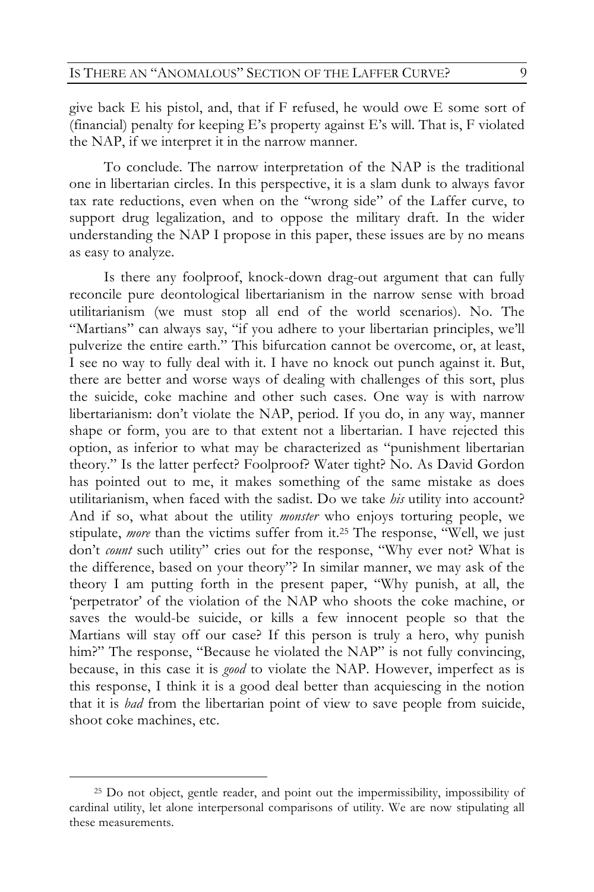give back E his pistol, and, that if F refused, he would owe E some sort of (financial) penalty for keeping E's property against E's will. That is, F violated the NAP, if we interpret it in the narrow manner.

To conclude. The narrow interpretation of the NAP is the traditional one in libertarian circles. In this perspective, it is a slam dunk to always favor tax rate reductions, even when on the "wrong side" of the Laffer curve, to support drug legalization, and to oppose the military draft. In the wider understanding the NAP I propose in this paper, these issues are by no means as easy to analyze.

Is there any foolproof, knock-down drag-out argument that can fully reconcile pure deontological libertarianism in the narrow sense with broad utilitarianism (we must stop all end of the world scenarios). No. The "Martians" can always say, "if you adhere to your libertarian principles, we'll pulverize the entire earth." This bifurcation cannot be overcome, or, at least, I see no way to fully deal with it. I have no knock out punch against it. But, there are better and worse ways of dealing with challenges of this sort, plus the suicide, coke machine and other such cases. One way is with narrow libertarianism: don't violate the NAP, period. If you do, in any way, manner shape or form, you are to that extent not a libertarian. I have rejected this option, as inferior to what may be characterized as "punishment libertarian theory." Is the latter perfect? Foolproof? Water tight? No. As David Gordon has pointed out to me, it makes something of the same mistake as does utilitarianism, when faced with the sadist. Do we take *his* utility into account? And if so, what about the utility *monster* who enjoys torturing people, we stipulate, *more* than the victims suffer from it.[25] The response, "Well, we just don't *count* such utility" cries out for the response, "Why ever not? What is the difference, based on your theory"? In similar manner, we may ask of the theory I am putting forth in the present paper, "Why punish, at all, the 'perpetrator' of the violation of the NAP who shoots the coke machine, or saves the would-be suicide, or kills a few innocent people so that the Martians will stay off our case? If this person is truly a hero, why punish him?" The response, "Because he violated the NAP" is not fully convincing, because, in this case it is *good* to violate the NAP. However, imperfect as is this response, I think it is a good deal better than acquiescing in the notion that it is *bad* from the libertarian point of view to save people from suicide, shoot coke machines, etc.

[25] Do not object, gentle reader, and point out the impermissibility, impossibility of cardinal utility, let alone interpersonal comparisons of utility. We are now stipulating all these measurements.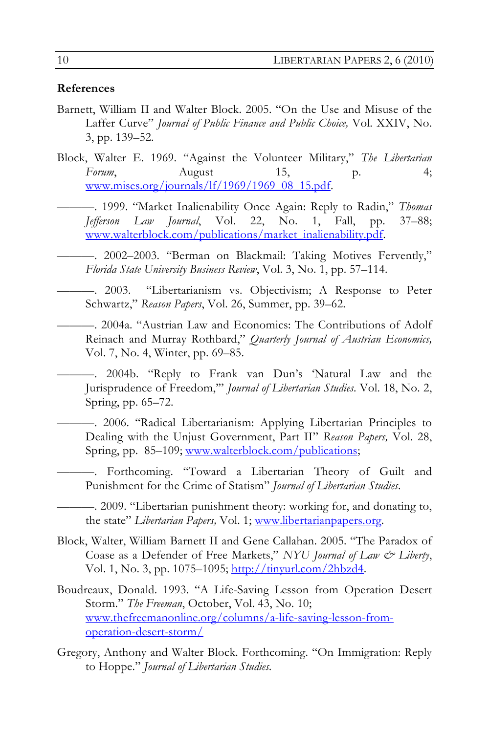**References**

Barnett, William II and Walter Block. 2005. "On the Use and Misuse of the Laffer Curve" *Journal of Public Finance and Public Choice,* Vol. XXIV, No. 3, pp. 139–52.

Block, Walter E. 1969. "Against the Volunteer Military," *The Libertarian Forum*, August 15, p. 4; www.mises.org/journals/lf/1969/1969_08_15.pdf.

———. 1999. "Market Inalienability Once Again: Reply to Radin," *Thomas Jefferson Law Journal*, Vol. 22, No. 1, Fall, pp. 37–88; www.walterblock.com/publications/market_inalienability.pdf.

———. 2002–2003. "Berman on Blackmail: Taking Motives Fervently," *Florida State University Business Review*, Vol. 3, No. 1, pp. 57–114.

———. 2003. "Libertarianism vs. Objectivism; A Response to Peter Schwartz," *Reason Papers*, Vol. 26, Summer, pp. 39–62.

———. 2004a. "Austrian Law and Economics: The Contributions of Adolf Reinach and Murray Rothbard," *Quarterly Journal of Austrian Economics,* Vol. 7, No. 4, Winter, pp. 69–85.

———. 2004b. "Reply to Frank van Dun's 'Natural Law and the Jurisprudence of Freedom,'" *Journal of Libertarian Studies*. Vol. 18, No. 2, Spring, pp. 65–72.

———. 2006. "Radical Libertarianism: Applying Libertarian Principles to Dealing with the Unjust Government, Part II" *Reason Papers,* Vol. 28, Spring, pp. 85–109; www.walterblock.com/publications;

———. Forthcoming. "Toward a Libertarian Theory of Guilt and Punishment for the Crime of Statism" *Journal of Libertarian Studies*.

———. 2009. "Libertarian punishment theory: working for, and donating to, the state" *Libertarian Papers,* Vol. 1; www.libertarianpapers.org.

Block, Walter, William Barnett II and Gene Callahan. 2005. "The Paradox of Coase as a Defender of Free Markets," *NYU Journal of Law & Liberty*, Vol. 1, No. 3, pp. 1075–1095; http://tinyurl.com/2hbzd4.

Boudreaux, Donald. 1993. "A Life-Saving Lesson from Operation Desert Storm." *The Freeman*, October, Vol. 43, No. 10; www.thefreemanonline.org/columns/a-life-saving-lesson-from-operation-desert-storm/

Gregory, Anthony and Walter Block. Forthcoming. "On Immigration: Reply to Hoppe." *Journal of Libertarian Studies*.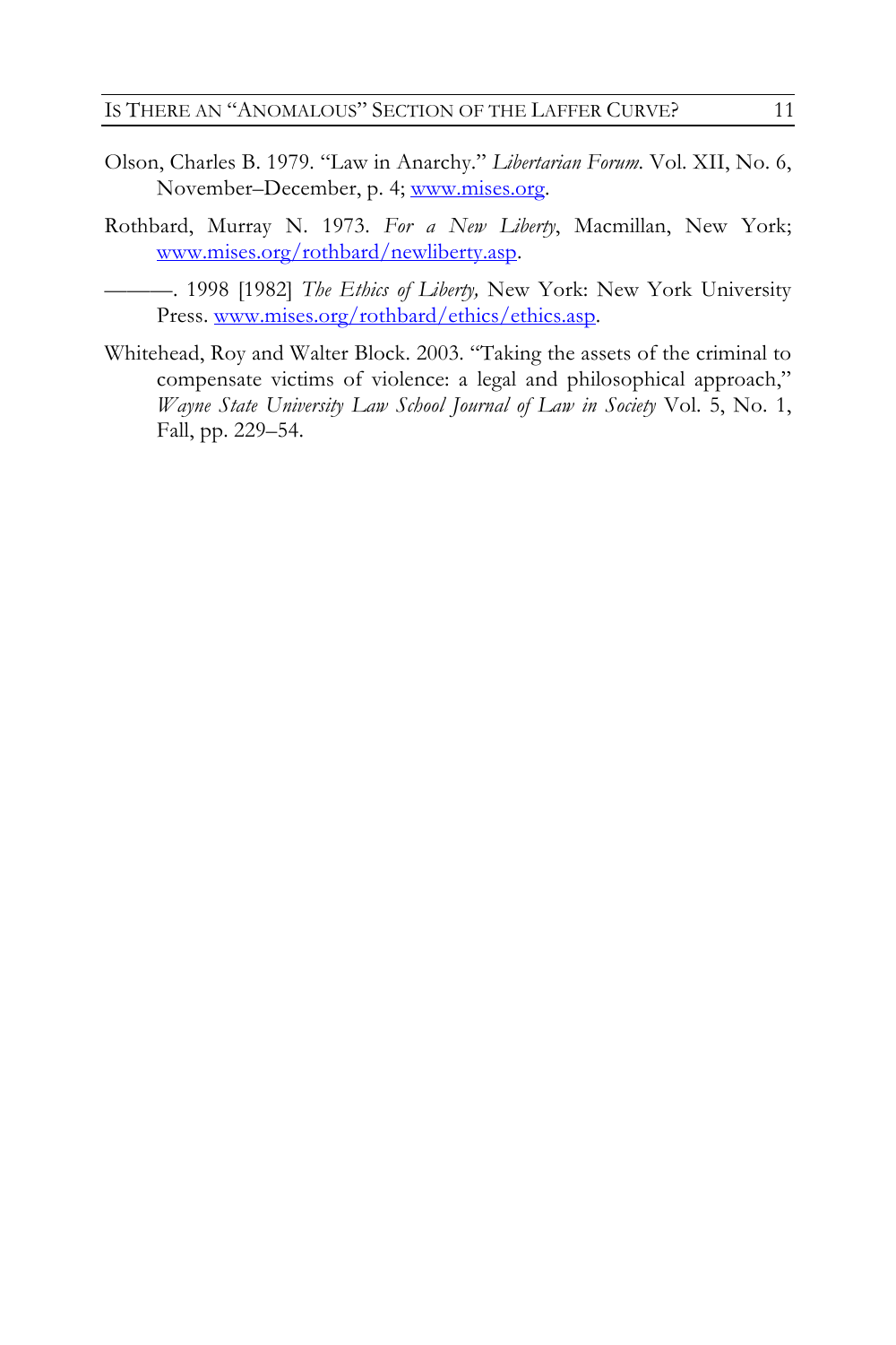Olson, Charles B. 1979. "Law in Anarchy." *Libertarian Forum.* Vol. XII, No. 6, November–December, p. 4; www.mises.org.

Rothbard, Murray N. 1973. *For a New Liberty*, Macmillan, New York; www.mises.org/rothbard/newliberty.asp.

———. 1998 [1982] *The Ethics of Liberty,* New York: New York University Press. www.mises.org/rothbard/ethics/ethics.asp.

Whitehead, Roy and Walter Block. 2003. "Taking the assets of the criminal to compensate victims of violence: a legal and philosophical approach," *Wayne State University Law School Journal of Law in Society* Vol. 5, No. 1, Fall, pp. 229–54.